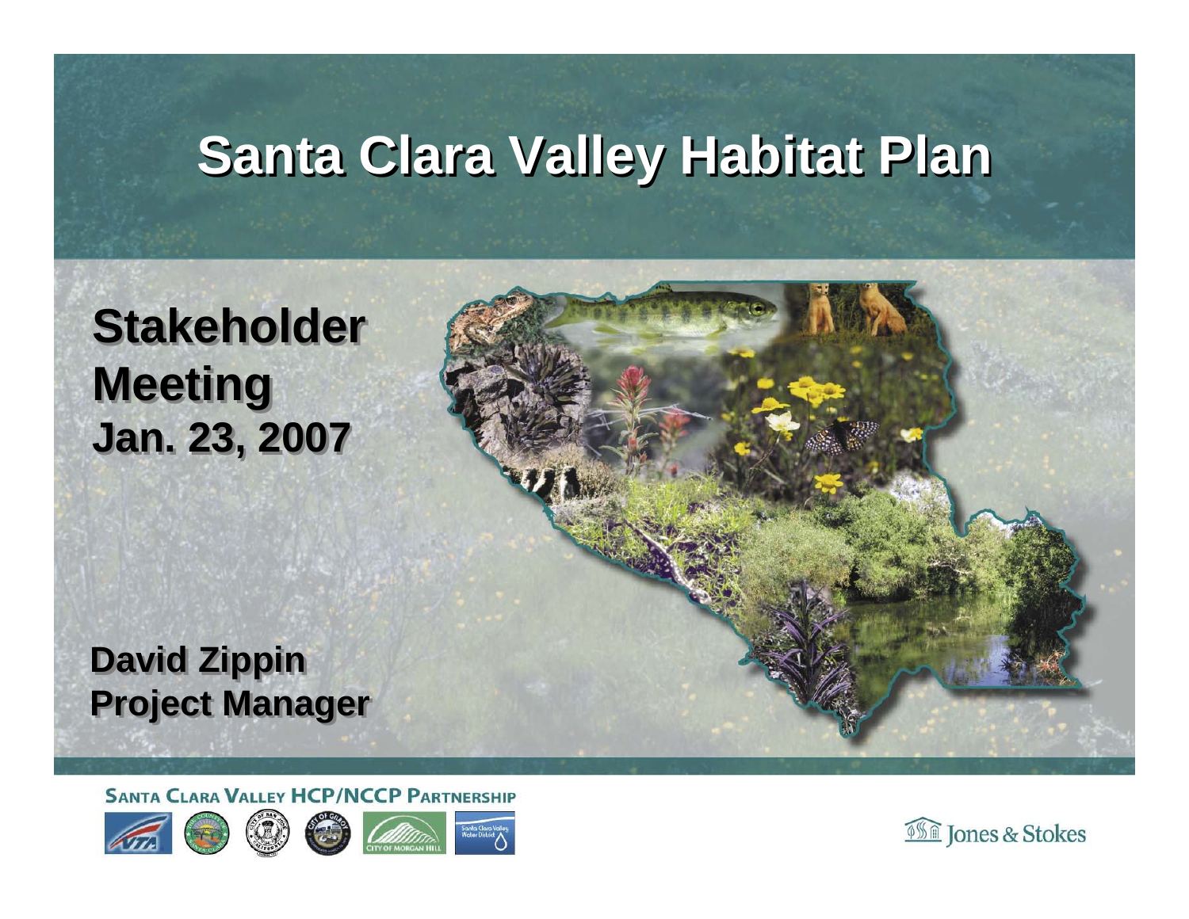# Santa Clara Valley Habitat Plan

## Stakeholder Meeting

**Jan. 23, 2007**

**David Zippin**
**Project Manager**

SANTA CLARA VALLEY HCP/NCCP PARTNERSHIP

Jones & Stokes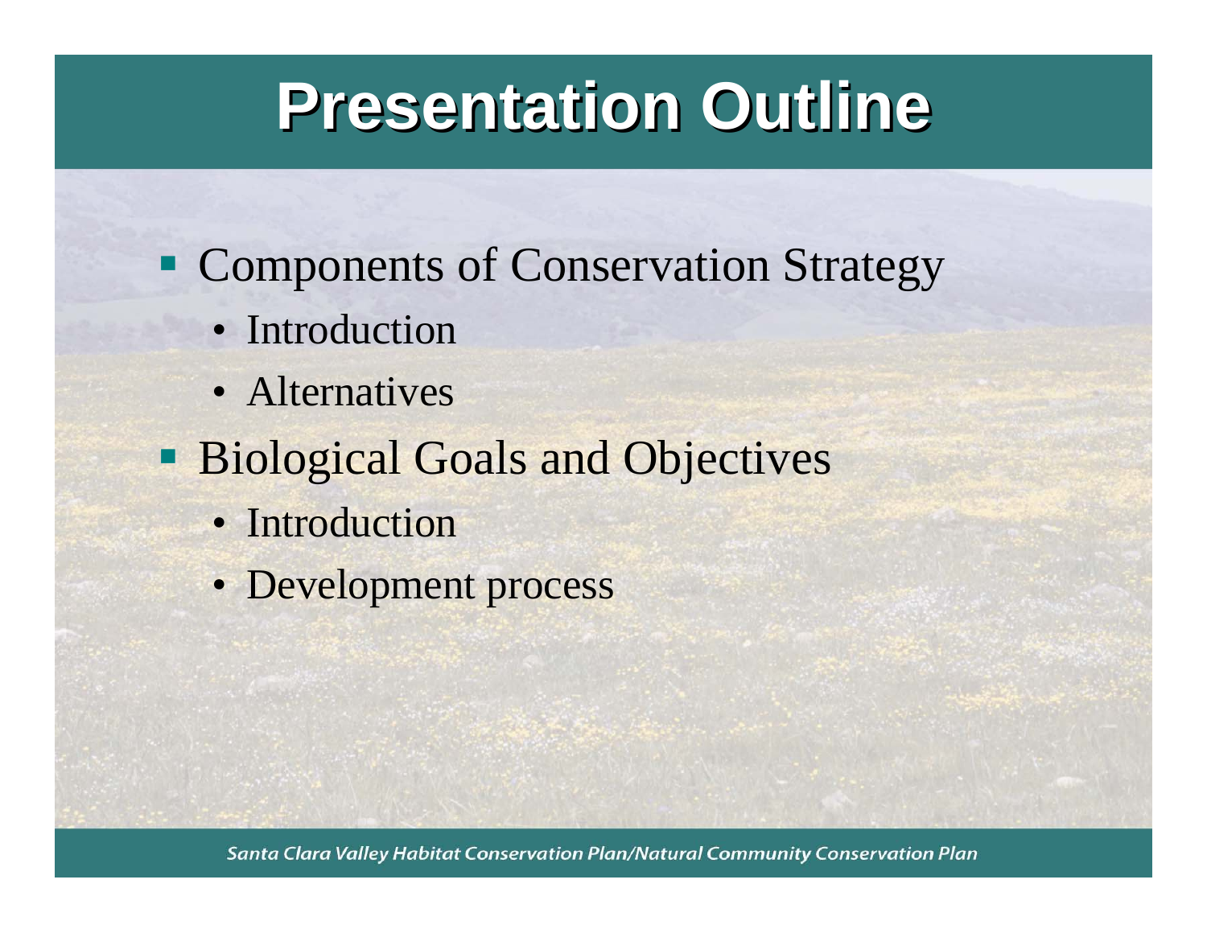# Presentation Outline

- Components of Conservation Strategy
  - Introduction
  - Alternatives
- Biological Goals and Objectives
  - Introduction
  - Development process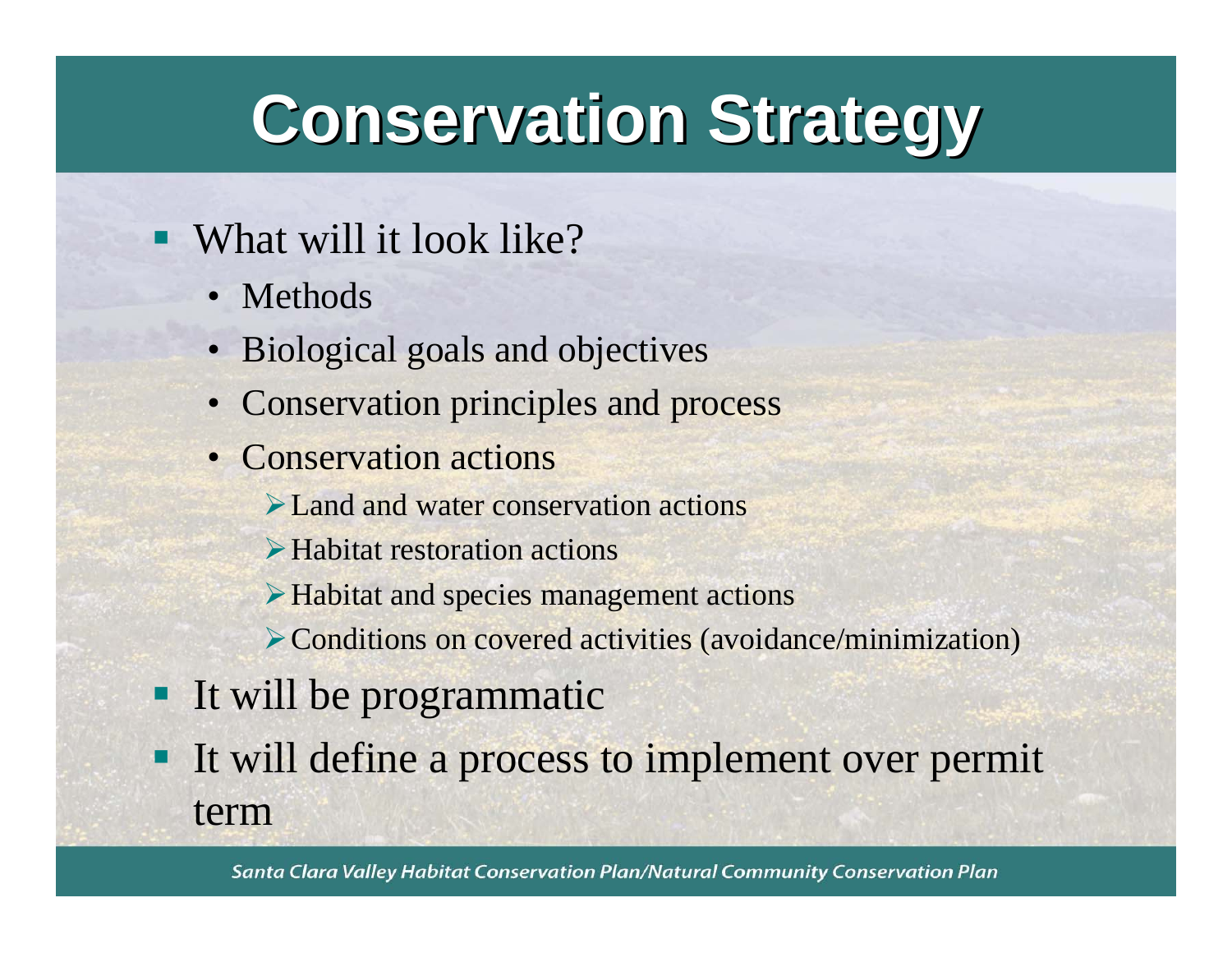# Conservation Strategy

- What will it look like?
  - Methods
  - Biological goals and objectives
  - Conservation principles and process
  - Conservation actions
    - Land and water conservation actions
    - Habitat restoration actions
    - Habitat and species management actions
    - Conditions on covered activities (avoidance/minimization)
- It will be programmatic
- It will define a process to implement over permit term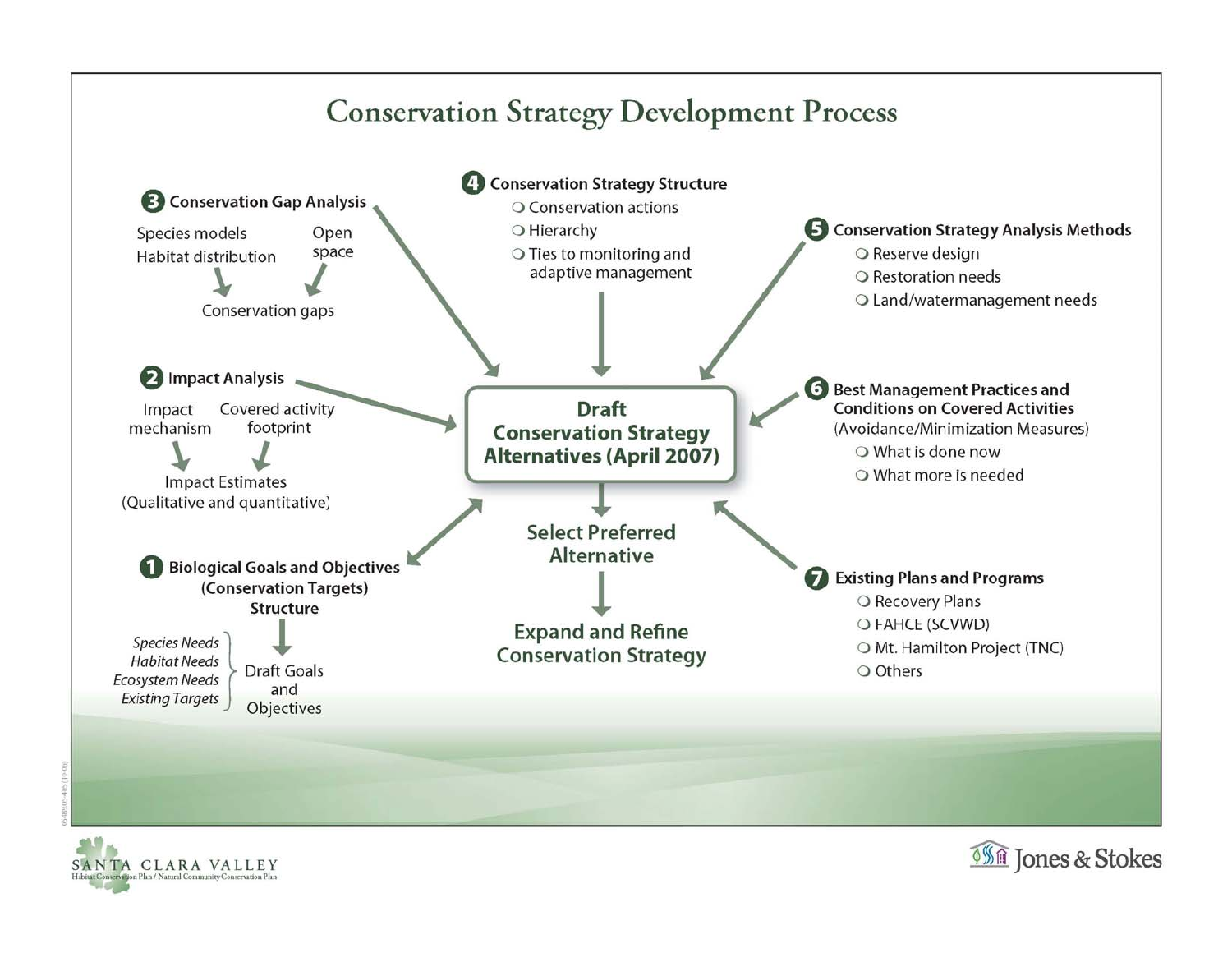# Conservation Strategy Development Process

**1 Biological Goals and Objectives (Conservation Targets) Structure**

- *Species Needs*
- *Habitat Needs*
- *Ecosystem Needs*
- *Existing Targets*

→ Draft Goals and Objectives

**2 Impact Analysis**

- Impact mechanism
- Covered activity footprint

→ Impact Estimates (Qualitative and quantitative)

**3 Conservation Gap Analysis**

- Species models
- Habitat distribution
- Open space

→ Conservation gaps

**4 Conservation Strategy Structure**

- Conservation actions
- Hierarchy
- Ties to monitoring and adaptive management

**5 Conservation Strategy Analysis Methods**

- Reserve design
- Restoration needs
- Land/watermanagement needs

**6 Best Management Practices and Conditions on Covered Activities**
(Avoidance/Minimization Measures)

- What is done now
- What more is needed

**7 Existing Plans and Programs**

- Recovery Plans
- FAHCE (SCVWD)
- Mt. Hamilton Project (TNC)
- Others

**Draft Conservation Strategy Alternatives (April 2007)**

↓

**Select Preferred Alternative**

↓

**Expand and Refine Conservation Strategy**

SANTA CLARA VALLEY Habitat Conservation Plan / Natural Community Conservation Plan

Jones & Stokes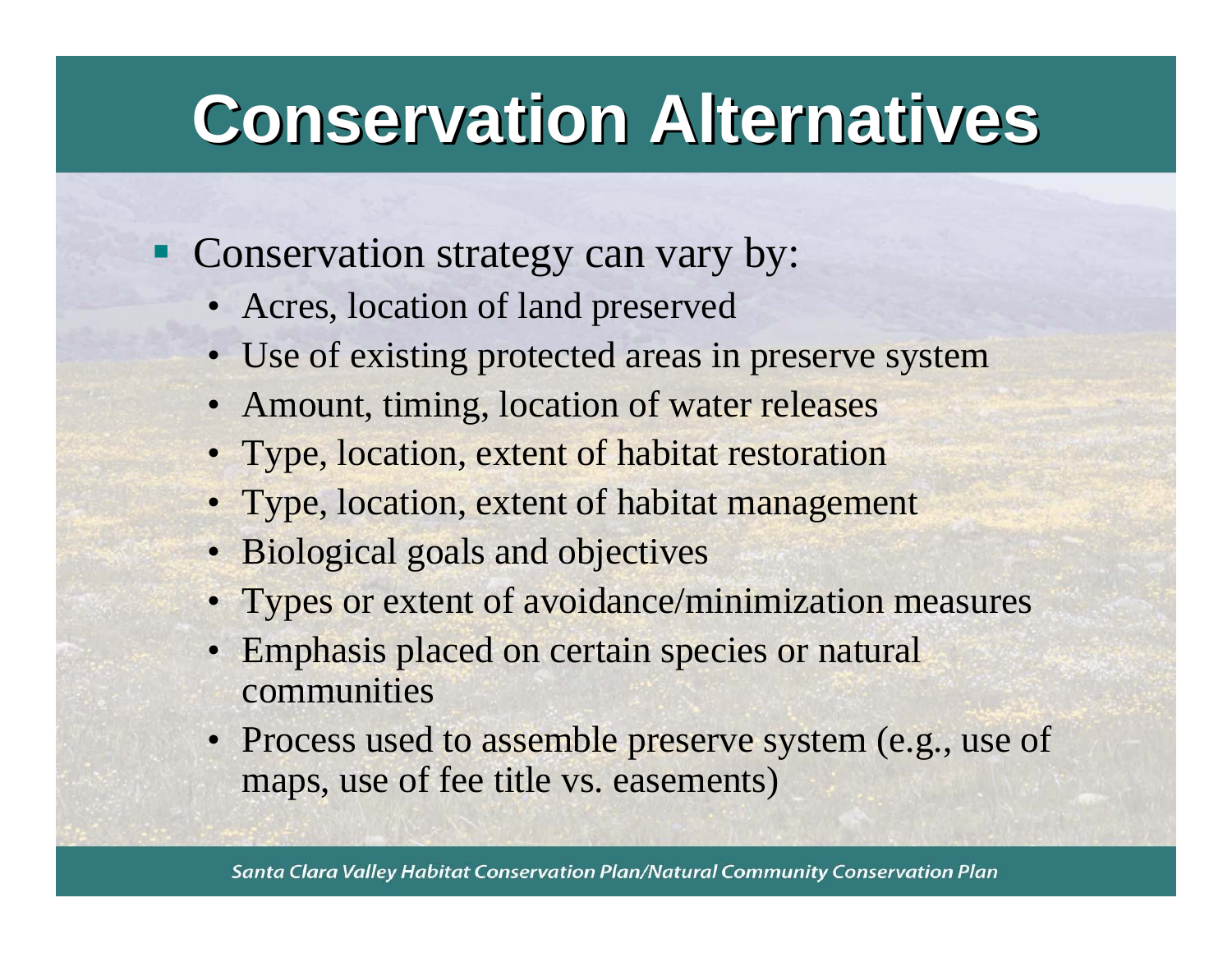# Conservation Alternatives

- Conservation strategy can vary by:
  - Acres, location of land preserved
  - Use of existing protected areas in preserve system
  - Amount, timing, location of water releases
  - Type, location, extent of habitat restoration
  - Type, location, extent of habitat management
  - Biological goals and objectives
  - Types or extent of avoidance/minimization measures
  - Emphasis placed on certain species or natural communities
  - Process used to assemble preserve system (e.g., use of maps, use of fee title vs. easements)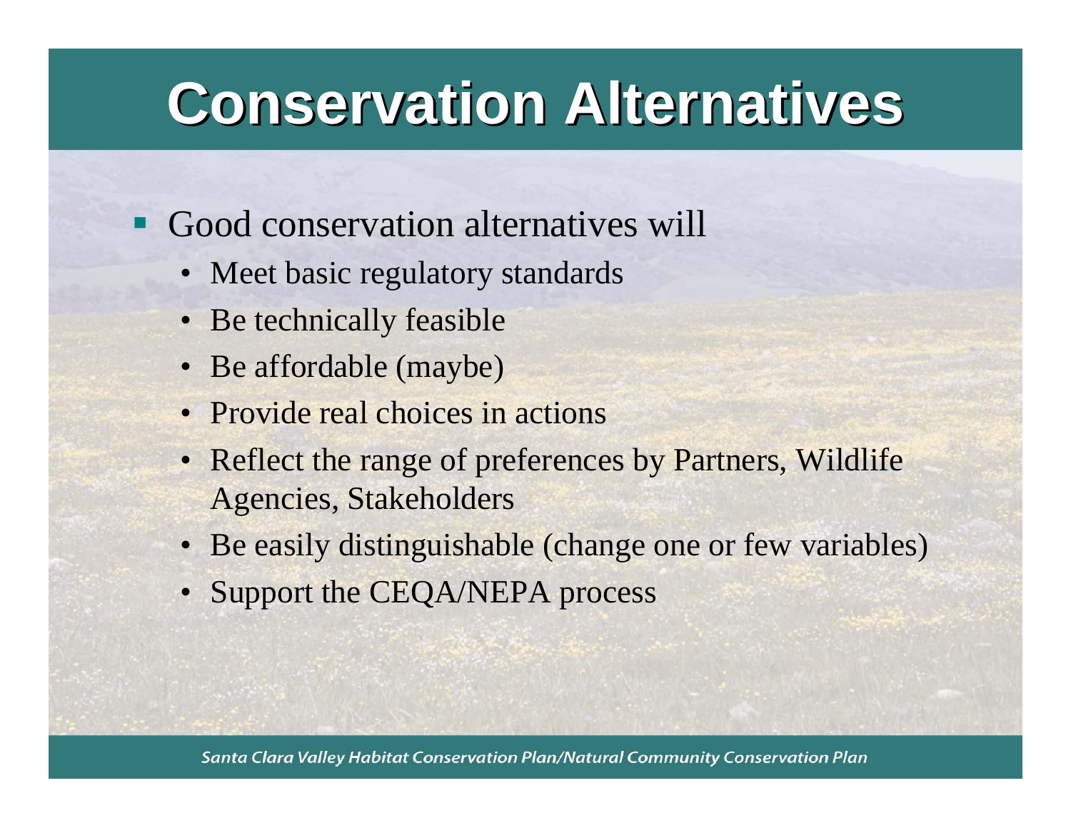# Conservation Alternatives

- Good conservation alternatives will
  - Meet basic regulatory standards
  - Be technically feasible
  - Be affordable (maybe)
  - Provide real choices in actions
  - Reflect the range of preferences by Partners, Wildlife Agencies, Stakeholders
  - Be easily distinguishable (change one or few variables)
  - Support the CEQA/NEPA process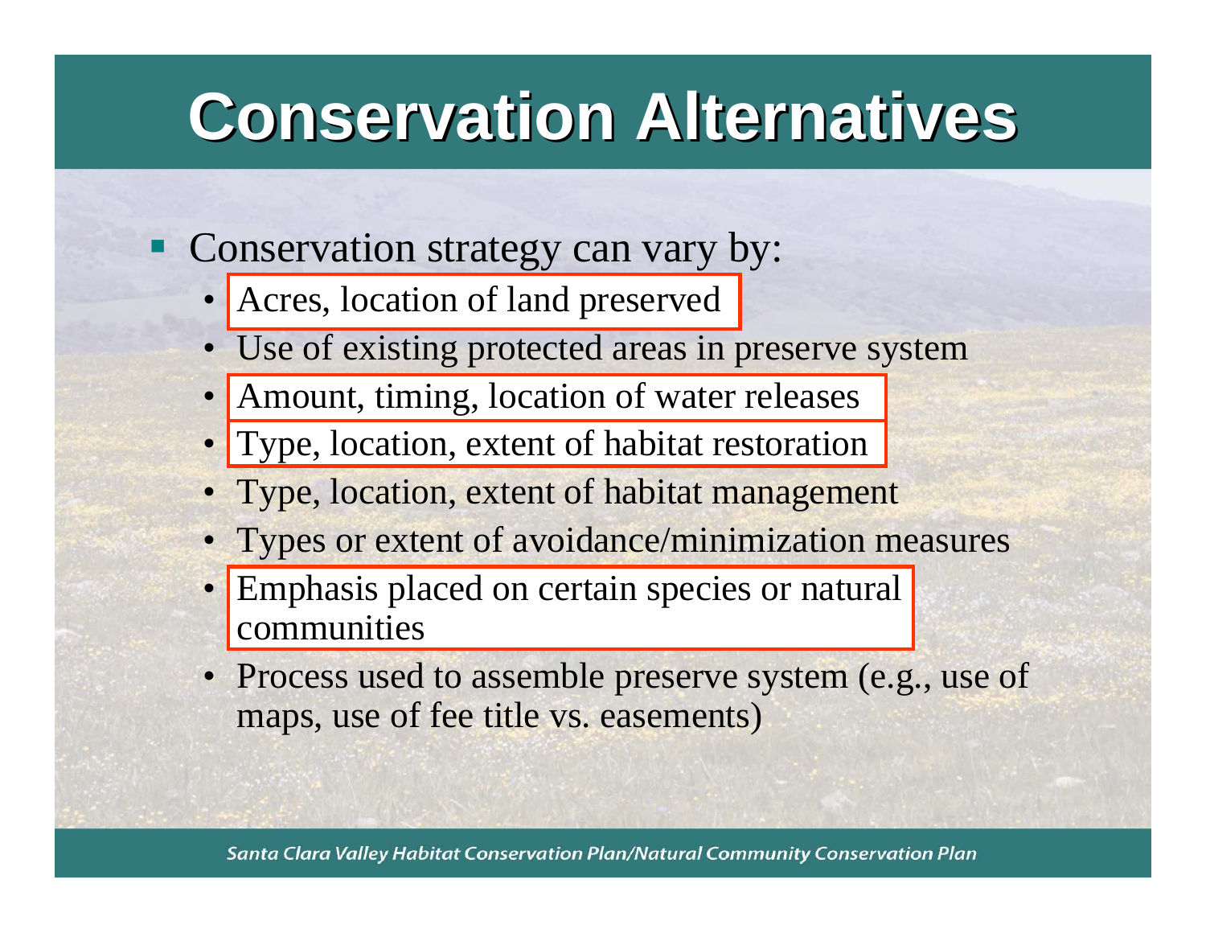# Conservation Alternatives

- Conservation strategy can vary by:
  - Acres, location of land preserved
  - Use of existing protected areas in preserve system
  - Amount, timing, location of water releases
  - Type, location, extent of habitat restoration
  - Type, location, extent of habitat management
  - Types or extent of avoidance/minimization measures
  - Emphasis placed on certain species or natural communities
  - Process used to assemble preserve system (e.g., use of maps, use of fee title vs. easements)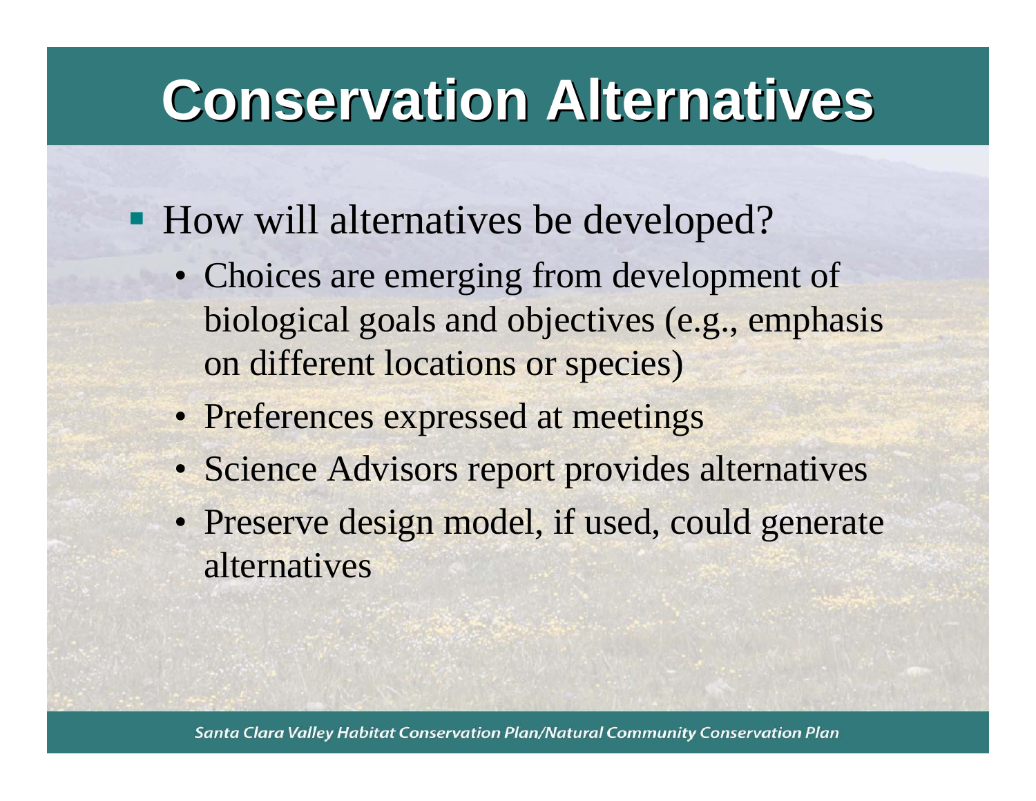# Conservation Alternatives

- How will alternatives be developed?
  - Choices are emerging from development of biological goals and objectives (e.g., emphasis on different locations or species)
  - Preferences expressed at meetings
  - Science Advisors report provides alternatives
  - Preserve design model, if used, could generate alternatives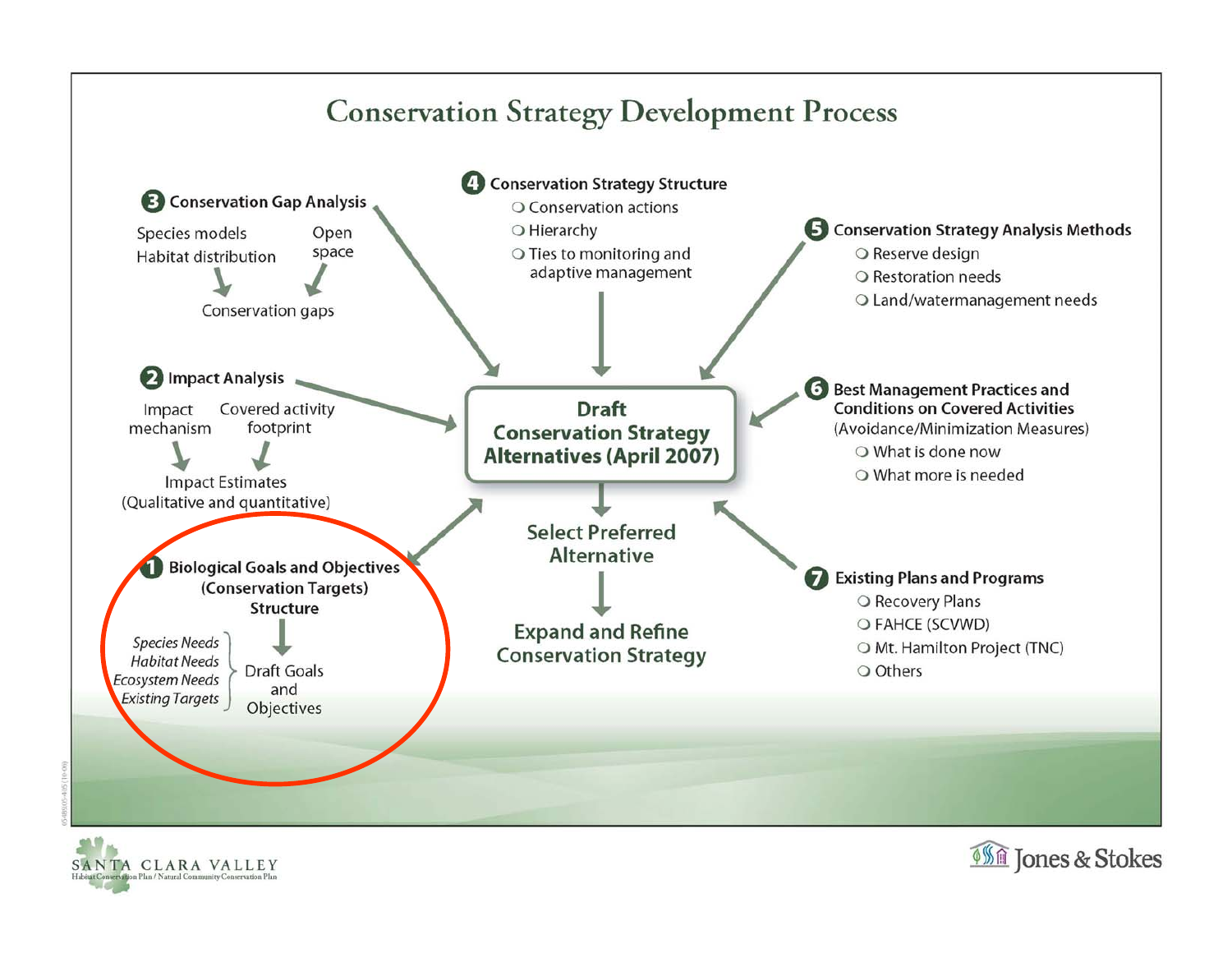# Conservation Strategy Development Process

**3 Conservation Gap Analysis**

Species models
Habitat distribution
Open space
→ Conservation gaps

**4 Conservation Strategy Structure**

- Conservation actions
- Hierarchy
- Ties to monitoring and adaptive management

**5 Conservation Strategy Analysis Methods**

- Reserve design
- Restoration needs
- Land/watermanagement needs

**2 Impact Analysis**

Impact mechanism
Covered activity footprint
→ Impact Estimates (Qualitative and quantitative)

**Draft Conservation Strategy Alternatives (April 2007)**

**6 Best Management Practices and Conditions on Covered Activities**
(Avoidance/Minimization Measures)

- What is done now
- What more is needed

**1 Biological Goals and Objectives (Conservation Targets) Structure**

*Species Needs*
*Habitat Needs*
*Ecosystem Needs*
*Existing Targets*
→ Draft Goals and Objectives

Select Preferred Alternative

Expand and Refine Conservation Strategy

**7 Existing Plans and Programs**

- Recovery Plans
- FAHCE (SCVWD)
- Mt. Hamilton Project (TNC)
- Others

SANTA CLARA VALLEY
Habitat Conservation Plan / Natural Community Conservation Plan

Jones & Stokes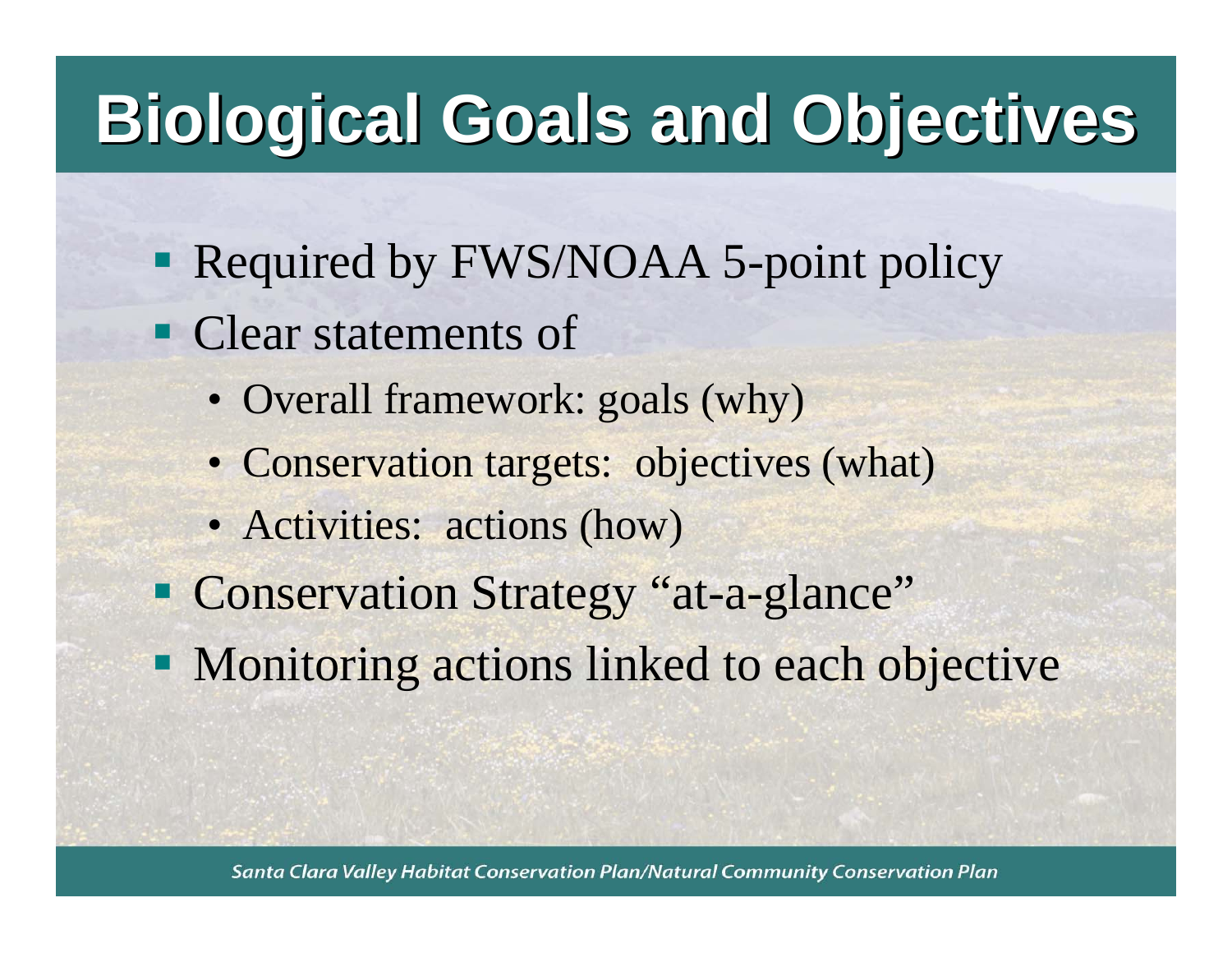# Biological Goals and Objectives

- Required by FWS/NOAA 5-point policy
- Clear statements of
  - Overall framework: goals (why)
  - Conservation targets: objectives (what)
  - Activities: actions (how)
- Conservation Strategy "at-a-glance"
- Monitoring actions linked to each objective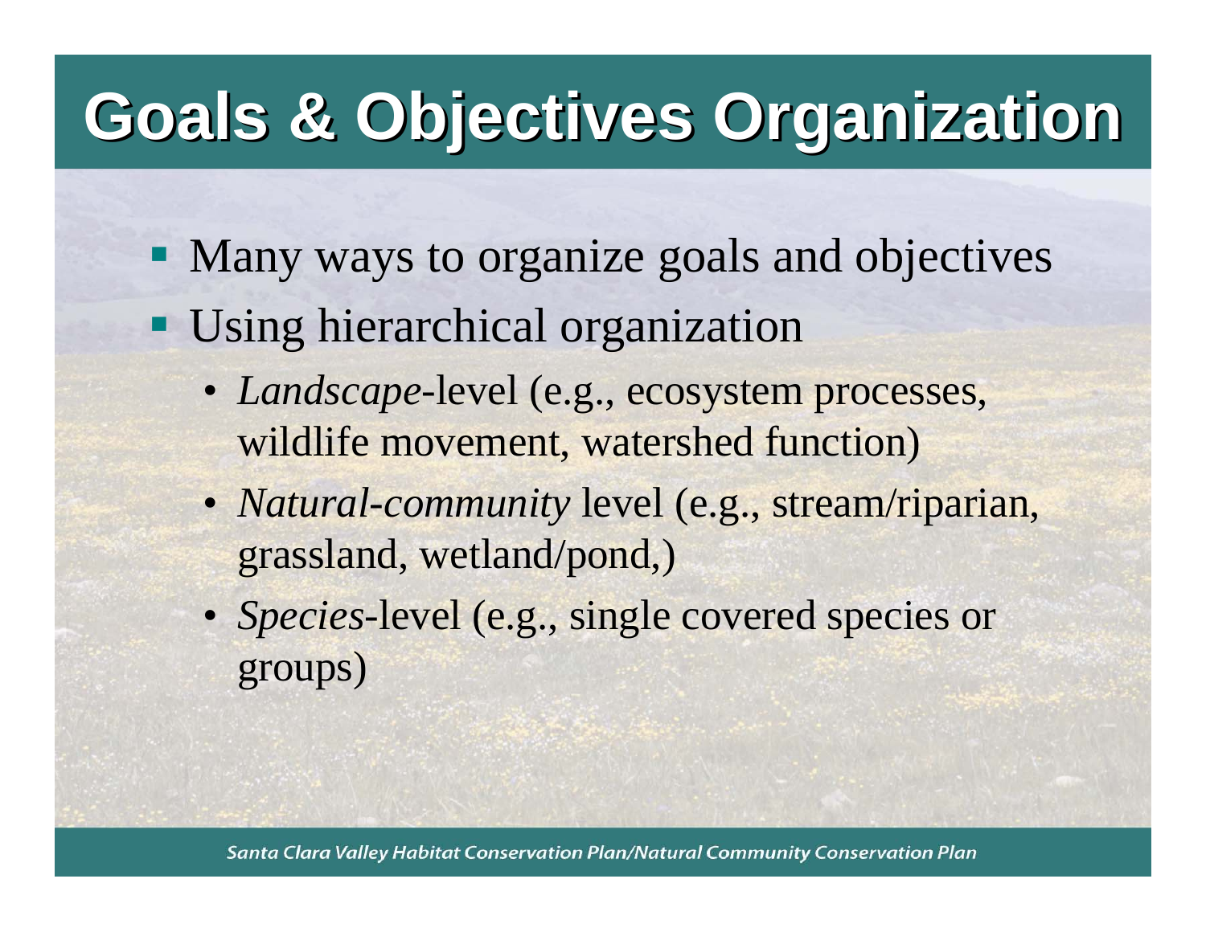# Goals & Objectives Organization

- Many ways to organize goals and objectives
- Using hierarchical organization
  - *Landscape*-level (e.g., ecosystem processes, wildlife movement, watershed function)
  - *Natural-community* level (e.g., stream/riparian, grassland, wetland/pond,)
  - *Species*-level (e.g., single covered species or groups)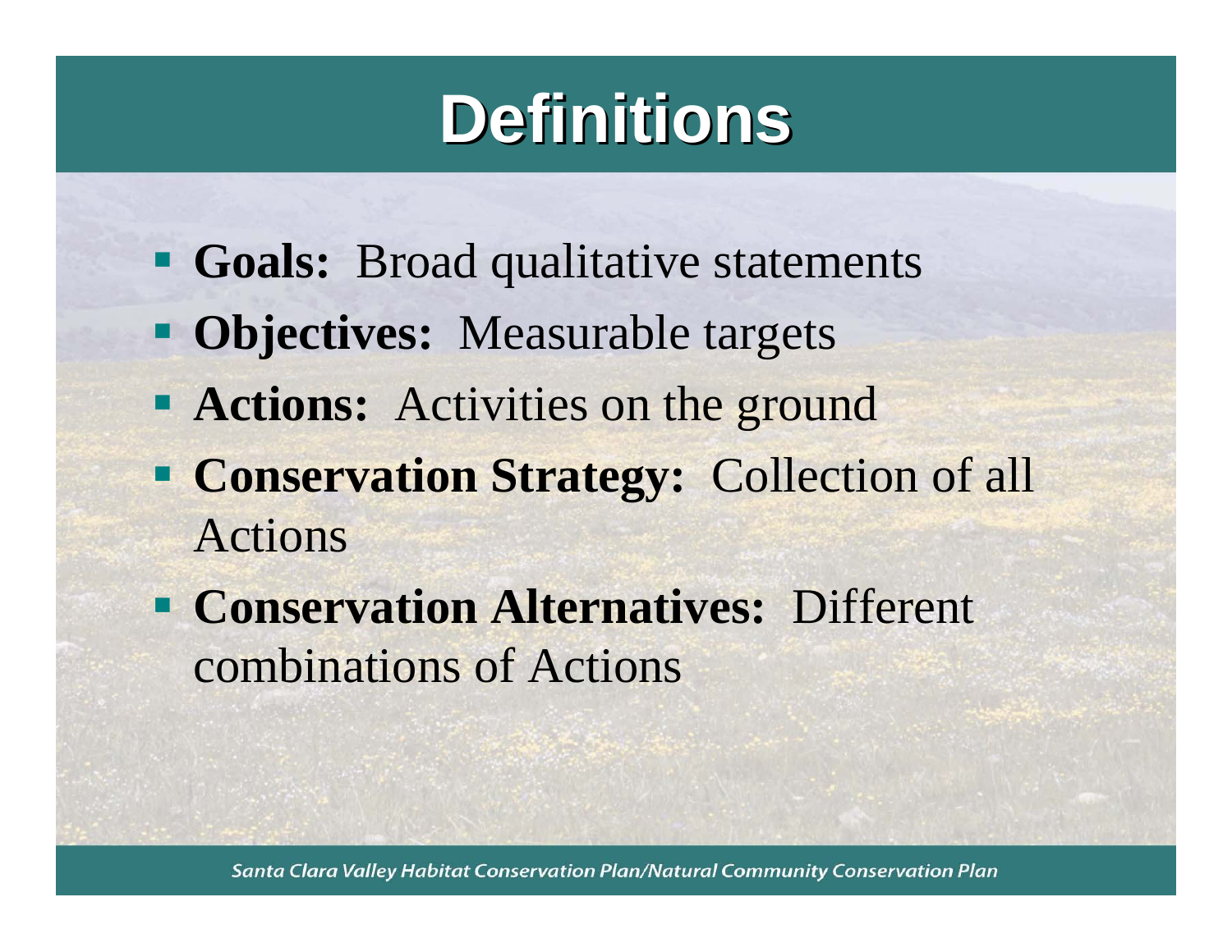# Definitions

- **Goals:** Broad qualitative statements
- **Objectives:** Measurable targets
- **Actions:** Activities on the ground
- **Conservation Strategy:** Collection of all Actions
- **Conservation Alternatives:** Different combinations of Actions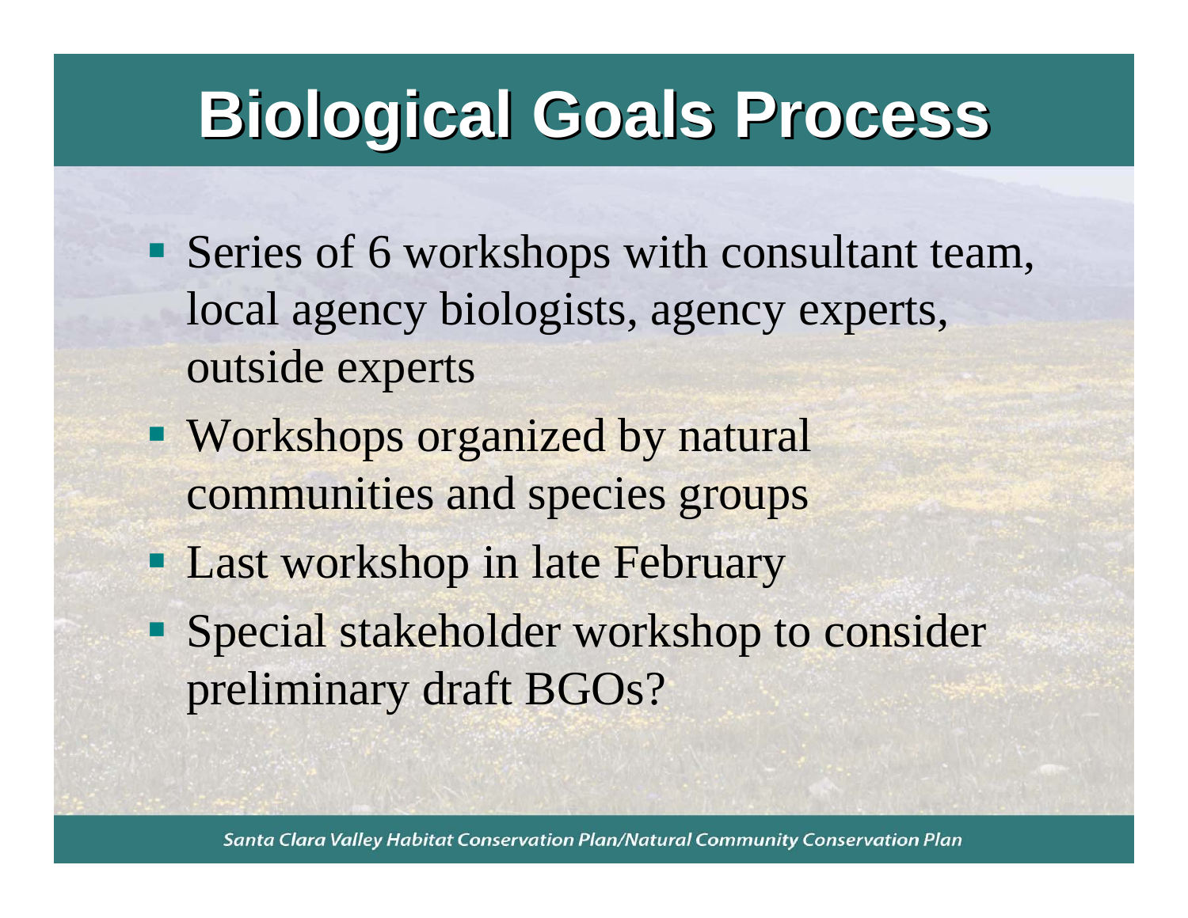# Biological Goals Process

- Series of 6 workshops with consultant team, local agency biologists, agency experts, outside experts
- Workshops organized by natural communities and species groups
- Last workshop in late February
- Special stakeholder workshop to consider preliminary draft BGOs?